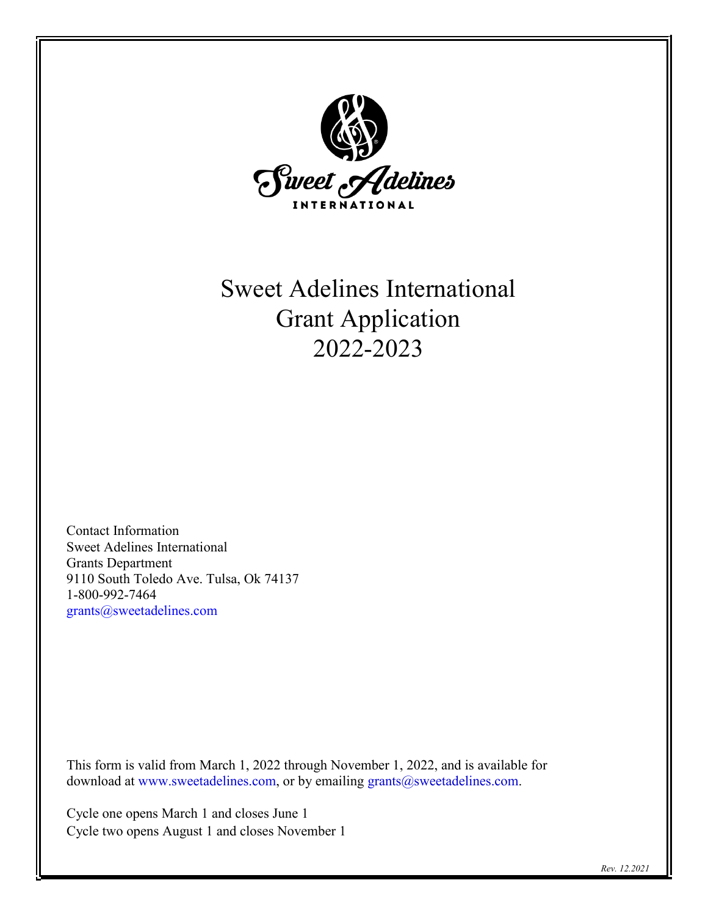# Sweet Adelines International Grant Application 2022-2023

Contact Information
Sweet Adelines International
Grants Department
9110 South Toledo Ave. Tulsa, Ok 74137
1-800-992-7464
grants@sweetadelines.com

This form is valid from March 1, 2022 through November 1, 2022, and is available for download at www.sweetadelines.com, or by emailing grants@sweetadelines.com.

Cycle one opens March 1 and closes June 1
Cycle two opens August 1 and closes November 1

*Rev. 12.2021*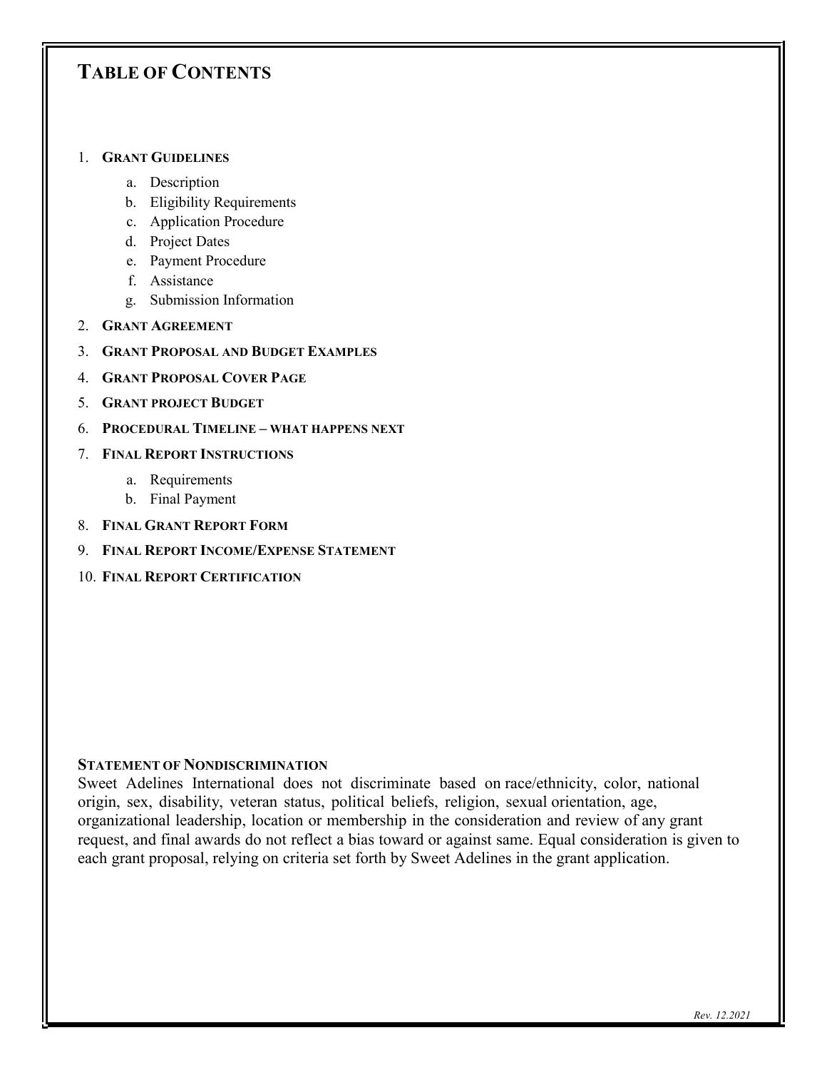# TABLE OF CONTENTS

1. **GRANT GUIDELINES**
   a. Description
   b. Eligibility Requirements
   c. Application Procedure
   d. Project Dates
   e. Payment Procedure
   f. Assistance
   g. Submission Information
2. **GRANT AGREEMENT**
3. **GRANT PROPOSAL AND BUDGET EXAMPLES**
4. **GRANT PROPOSAL COVER PAGE**
5. **GRANT PROJECT BUDGET**
6. **PROCEDURAL TIMELINE – WHAT HAPPENS NEXT**
7. **FINAL REPORT INSTRUCTIONS**
   a. Requirements
   b. Final Payment
8. **FINAL GRANT REPORT FORM**
9. **FINAL REPORT INCOME/EXPENSE STATEMENT**
10. **FINAL REPORT CERTIFICATION**

**STATEMENT OF NONDISCRIMINATION**

Sweet Adelines International does not discriminate based on race/ethnicity, color, national origin, sex, disability, veteran status, political beliefs, religion, sexual orientation, age, organizational leadership, location or membership in the consideration and review of any grant request, and final awards do not reflect a bias toward or against same. Equal consideration is given to each grant proposal, relying on criteria set forth by Sweet Adelines in the grant application.

*Rev. 12.2021*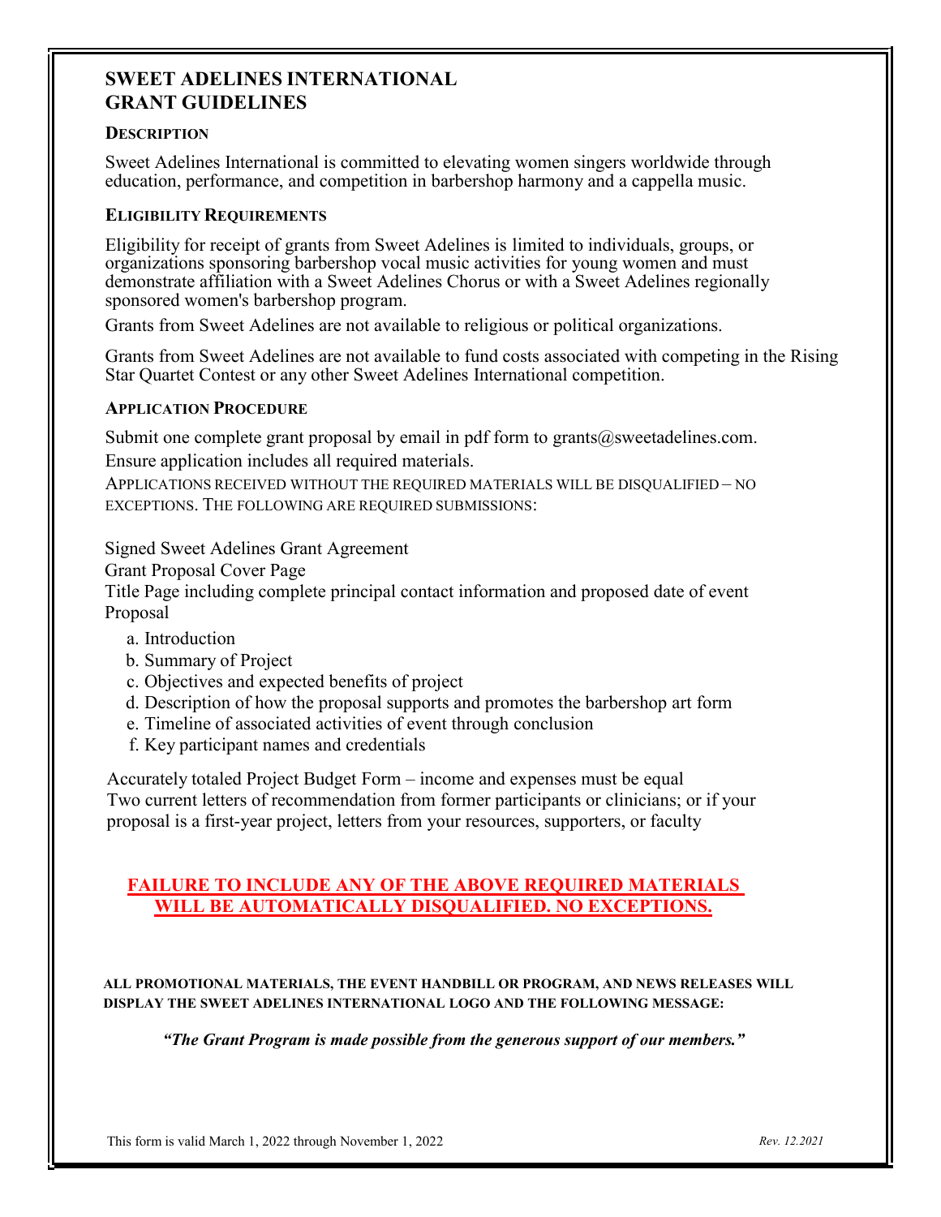# SWEET ADELINES INTERNATIONAL
# GRANT GUIDELINES

### DESCRIPTION

Sweet Adelines International is committed to elevating women singers worldwide through education, performance, and competition in barbershop harmony and a cappella music.

### ELIGIBILITY REQUIREMENTS

Eligibility for receipt of grants from Sweet Adelines is limited to individuals, groups, or organizations sponsoring barbershop vocal music activities for young women and must demonstrate affiliation with a Sweet Adelines Chorus or with a Sweet Adelines regionally sponsored women's barbershop program.

Grants from Sweet Adelines are not available to religious or political organizations.

Grants from Sweet Adelines are not available to fund costs associated with competing in the Rising Star Quartet Contest or any other Sweet Adelines International competition.

### APPLICATION PROCEDURE

Submit one complete grant proposal by email in pdf form to grants@sweetadelines.com.

Ensure application includes all required materials.

APPLICATIONS RECEIVED WITHOUT THE REQUIRED MATERIALS WILL BE DISQUALIFIED – NO EXCEPTIONS. THE FOLLOWING ARE REQUIRED SUBMISSIONS:

Signed Sweet Adelines Grant Agreement

Grant Proposal Cover Page

Title Page including complete principal contact information and proposed date of event

Proposal

a. Introduction
b. Summary of Project
c. Objectives and expected benefits of project
d. Description of how the proposal supports and promotes the barbershop art form
e. Timeline of associated activities of event through conclusion
f. Key participant names and credentials

Accurately totaled Project Budget Form – income and expenses must be equal

Two current letters of recommendation from former participants or clinicians; or if your proposal is a first-year project, letters from your resources, supporters, or faculty

**FAILURE TO INCLUDE ANY OF THE ABOVE REQUIRED MATERIALS WILL BE AUTOMATICALLY DISQUALIFIED. NO EXCEPTIONS.**

**ALL PROMOTIONAL MATERIALS, THE EVENT HANDBILL OR PROGRAM, AND NEWS RELEASES WILL DISPLAY THE SWEET ADELINES INTERNATIONAL LOGO AND THE FOLLOWING MESSAGE:**

***"The Grant Program is made possible from the generous support of our members."***

This form is valid March 1, 2022 through November 1, 2022 *Rev. 12.2021*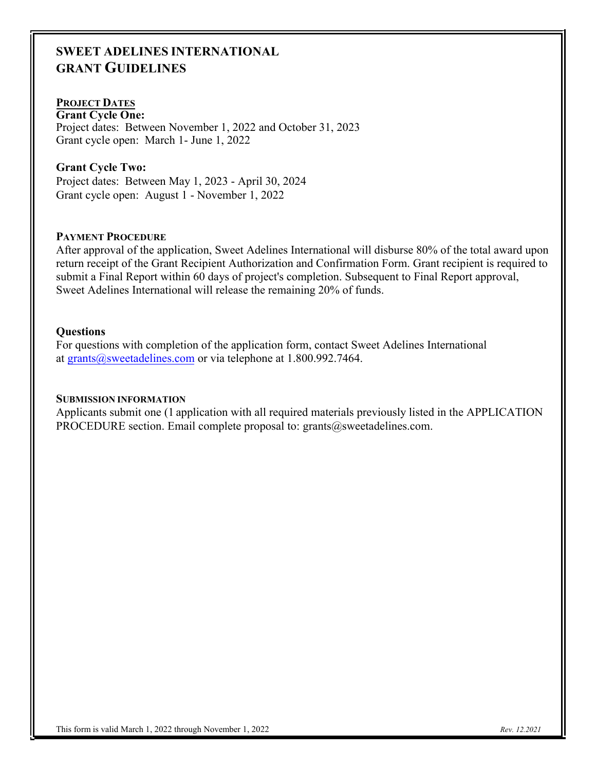# SWEET ADELINES INTERNATIONAL GRANT GUIDELINES

## PROJECT DATES

**Grant Cycle One:**
Project dates: Between November 1, 2022 and October 31, 2023
Grant cycle open: March 1- June 1, 2022

**Grant Cycle Two:**
Project dates: Between May 1, 2023 - April 30, 2024
Grant cycle open: August 1 - November 1, 2022

## PAYMENT PROCEDURE

After approval of the application, Sweet Adelines International will disburse 80% of the total award upon return receipt of the Grant Recipient Authorization and Confirmation Form. Grant recipient is required to submit a Final Report within 60 days of project's completion. Subsequent to Final Report approval, Sweet Adelines International will release the remaining 20% of funds.

## Questions

For questions with completion of the application form, contact Sweet Adelines International at grants@sweetadelines.com or via telephone at 1.800.992.7464.

## SUBMISSION INFORMATION

Applicants submit one (1 application with all required materials previously listed in the APPLICATION PROCEDURE section. Email complete proposal to: grants@sweetadelines.com.

This form is valid March 1, 2022 through November 1, 2022 *Rev. 12.2021*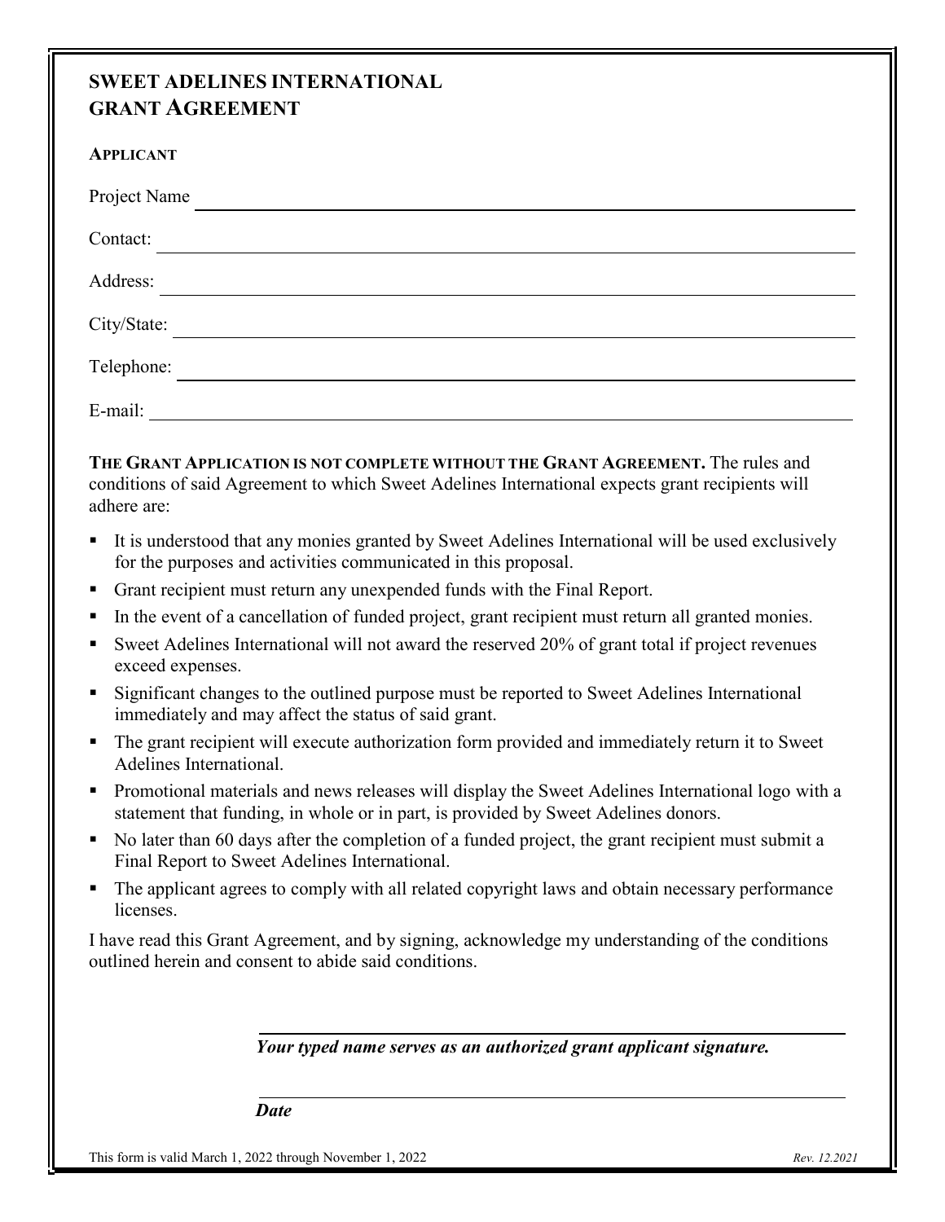# SWEET ADELINES INTERNATIONAL GRANT AGREEMENT

**APPLICANT**

Project Name ______________________________

Contact: ______________________________

Address: ______________________________

City/State: ______________________________

Telephone: ______________________________

E-mail: ______________________________

**THE GRANT APPLICATION IS NOT COMPLETE WITHOUT THE GRANT AGREEMENT.** The rules and conditions of said Agreement to which Sweet Adelines International expects grant recipients will adhere are:

- It is understood that any monies granted by Sweet Adelines International will be used exclusively for the purposes and activities communicated in this proposal.
- Grant recipient must return any unexpended funds with the Final Report.
- In the event of a cancellation of funded project, grant recipient must return all granted monies.
- Sweet Adelines International will not award the reserved 20% of grant total if project revenues exceed expenses.
- Significant changes to the outlined purpose must be reported to Sweet Adelines International immediately and may affect the status of said grant.
- The grant recipient will execute authorization form provided and immediately return it to Sweet Adelines International.
- Promotional materials and news releases will display the Sweet Adelines International logo with a statement that funding, in whole or in part, is provided by Sweet Adelines donors.
- No later than 60 days after the completion of a funded project, the grant recipient must submit a Final Report to Sweet Adelines International.
- The applicant agrees to comply with all related copyright laws and obtain necessary performance licenses.

I have read this Grant Agreement, and by signing, acknowledge my understanding of the conditions outlined herein and consent to abide said conditions.

______________________________

***Your typed name serves as an authorized grant applicant signature.***

______________________________

***Date***

This form is valid March 1, 2022 through November 1, 2022 *Rev. 12.2021*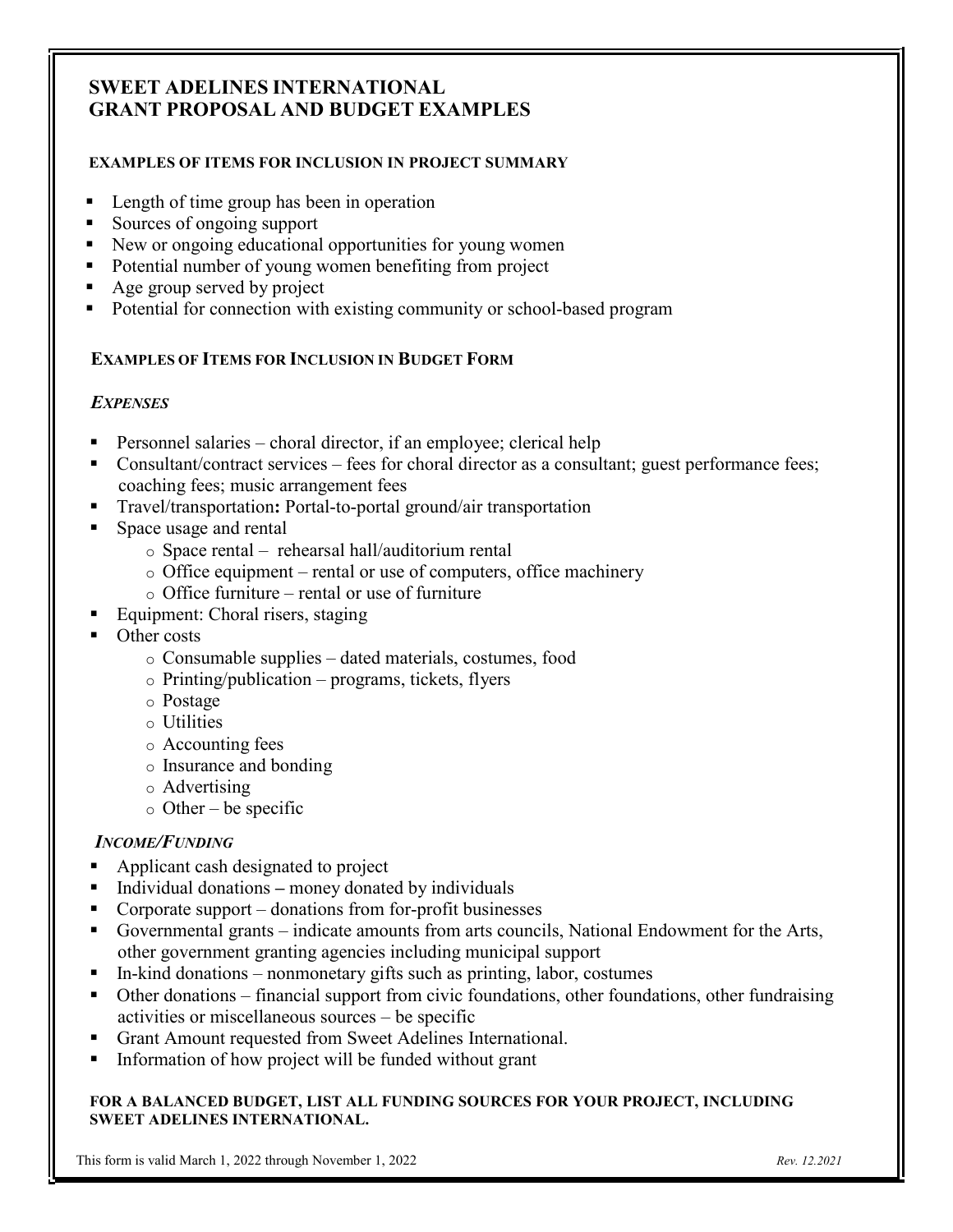# SWEET ADELINES INTERNATIONAL
# GRANT PROPOSAL AND BUDGET EXAMPLES

#### EXAMPLES OF ITEMS FOR INCLUSION IN PROJECT SUMMARY

- Length of time group has been in operation
- Sources of ongoing support
- New or ongoing educational opportunities for young women
- Potential number of young women benefiting from project
- Age group served by project
- Potential for connection with existing community or school-based program

#### EXAMPLES OF ITEMS FOR INCLUSION IN BUDGET FORM

***EXPENSES***

- Personnel salaries – choral director, if an employee; clerical help
- Consultant/contract services – fees for choral director as a consultant; guest performance fees; coaching fees; music arrangement fees
- Travel/transportation**:** Portal-to-portal ground/air transportation
- Space usage and rental
  - Space rental – rehearsal hall/auditorium rental
  - Office equipment – rental or use of computers, office machinery
  - Office furniture – rental or use of furniture
- Equipment: Choral risers, staging
- Other costs
  - Consumable supplies – dated materials, costumes, food
  - Printing/publication – programs, tickets, flyers
  - Postage
  - Utilities
  - Accounting fees
  - Insurance and bonding
  - Advertising
  - Other – be specific

***INCOME/FUNDING***

- Applicant cash designated to project
- Individual donations **–** money donated by individuals
- Corporate support – donations from for-profit businesses
- Governmental grants – indicate amounts from arts councils, National Endowment for the Arts, other government granting agencies including municipal support
- In-kind donations – nonmonetary gifts such as printing, labor, costumes
- Other donations – financial support from civic foundations, other foundations, other fundraising activities or miscellaneous sources – be specific
- Grant Amount requested from Sweet Adelines International.
- Information of how project will be funded without grant

**FOR A BALANCED BUDGET, LIST ALL FUNDING SOURCES FOR YOUR PROJECT, INCLUDING SWEET ADELINES INTERNATIONAL.**

This form is valid March 1, 2022 through November 1, 2022 *Rev. 12.2021*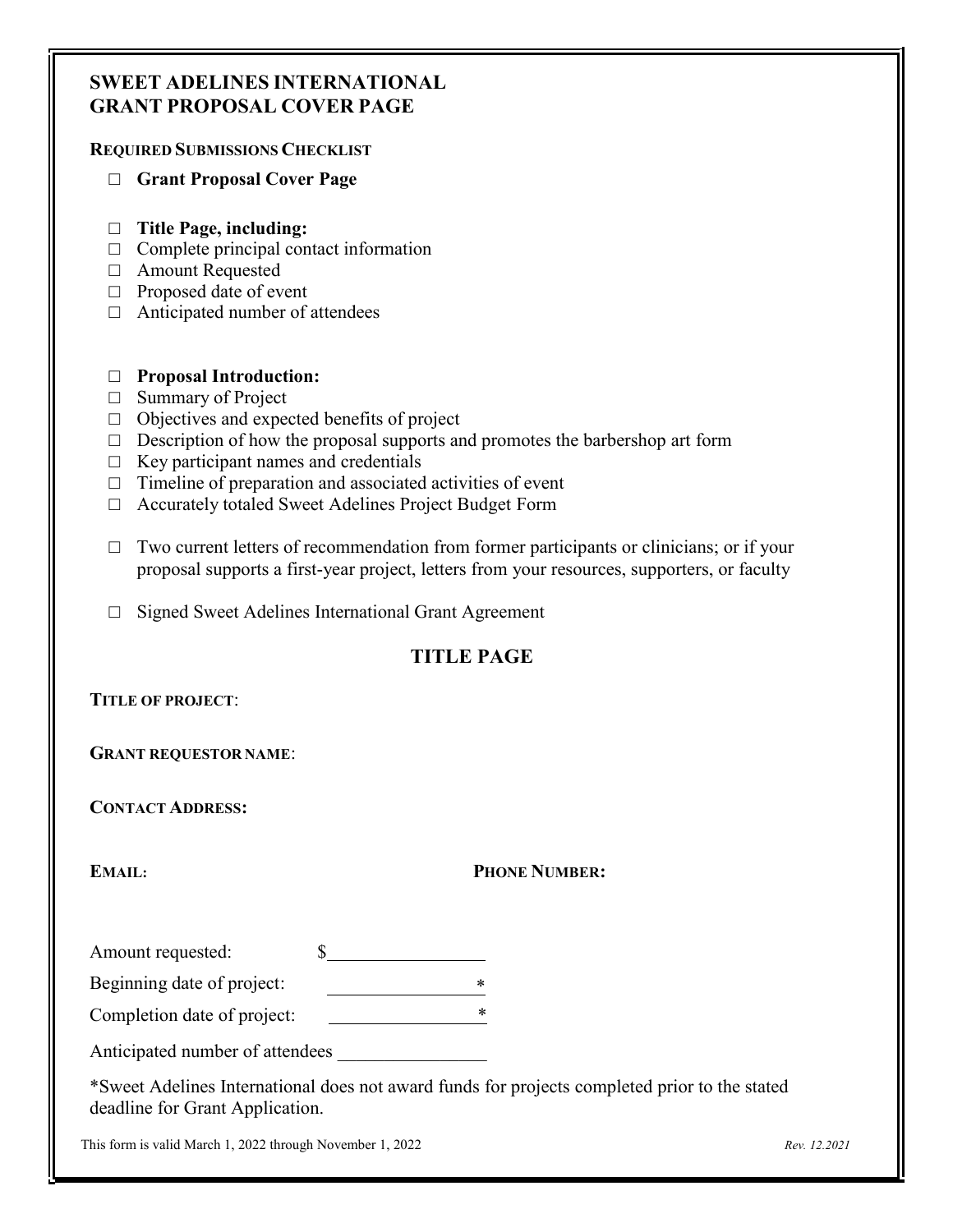# SWEET ADELINES INTERNATIONAL
# GRANT PROPOSAL COVER PAGE

**REQUIRED SUBMISSIONS CHECKLIST**

- □ **Grant Proposal Cover Page**

- □ **Title Page, including:**
- □ Complete principal contact information
- □ Amount Requested
- □ Proposed date of event
- □ Anticipated number of attendees

- □ **Proposal Introduction:**
- □ Summary of Project
- □ Objectives and expected benefits of project
- □ Description of how the proposal supports and promotes the barbershop art form
- □ Key participant names and credentials
- □ Timeline of preparation and associated activities of event
- □ Accurately totaled Sweet Adelines Project Budget Form

- □ Two current letters of recommendation from former participants or clinicians; or if your proposal supports a first-year project, letters from your resources, supporters, or faculty

- □ Signed Sweet Adelines International Grant Agreement

## TITLE PAGE

**TITLE OF PROJECT**:

**GRANT REQUESTOR NAME**:

**CONTACT ADDRESS:**

**EMAIL:** **PHONE NUMBER:**

Amount requested: $________________

Beginning date of project: ________________*

Completion date of project: ________________*

Anticipated number of attendees ________________

*Sweet Adelines International does not award funds for projects completed prior to the stated deadline for Grant Application.

This form is valid March 1, 2022 through November 1, 2022

*Rev. 12.2021*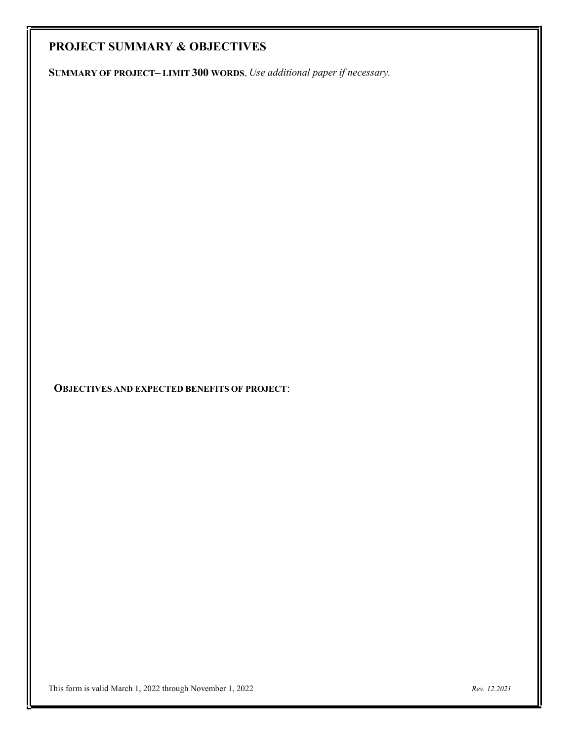## PROJECT SUMMARY & OBJECTIVES

**SUMMARY OF PROJECT– LIMIT 300 WORDS**. *Use additional paper if necessary.*

**OBJECTIVES AND EXPECTED BENEFITS OF PROJECT**:

This form is valid March 1, 2022 through November 1, 2022

*Rev. 12.2021*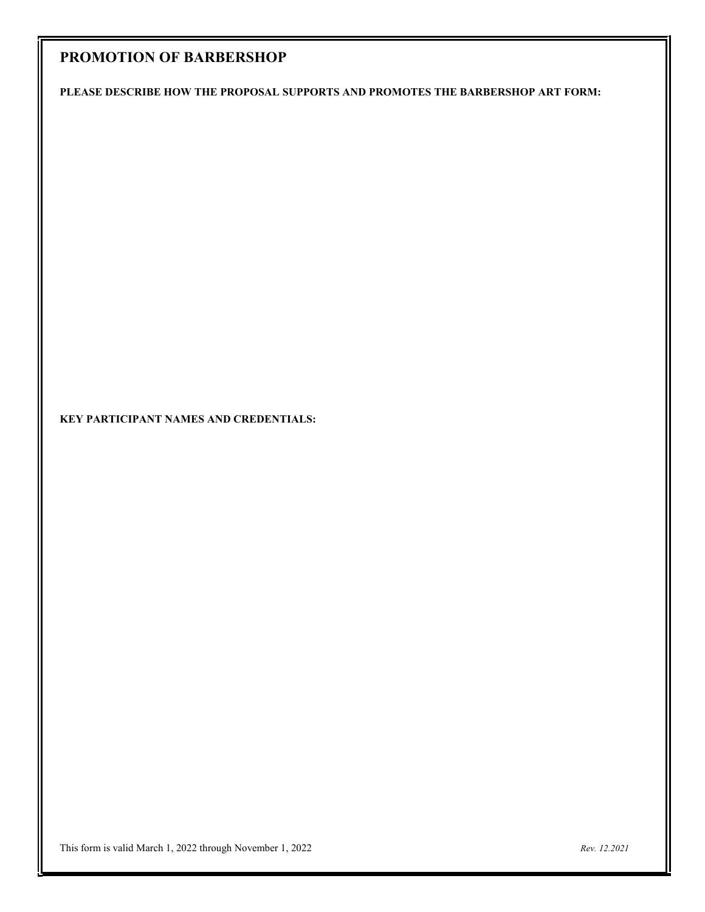## PROMOTION OF BARBERSHOP

**PLEASE DESCRIBE HOW THE PROPOSAL SUPPORTS AND PROMOTES THE BARBERSHOP ART FORM:**

**KEY PARTICIPANT NAMES AND CREDENTIALS:**

This form is valid March 1, 2022 through November 1, 2022 *Rev. 12.2021*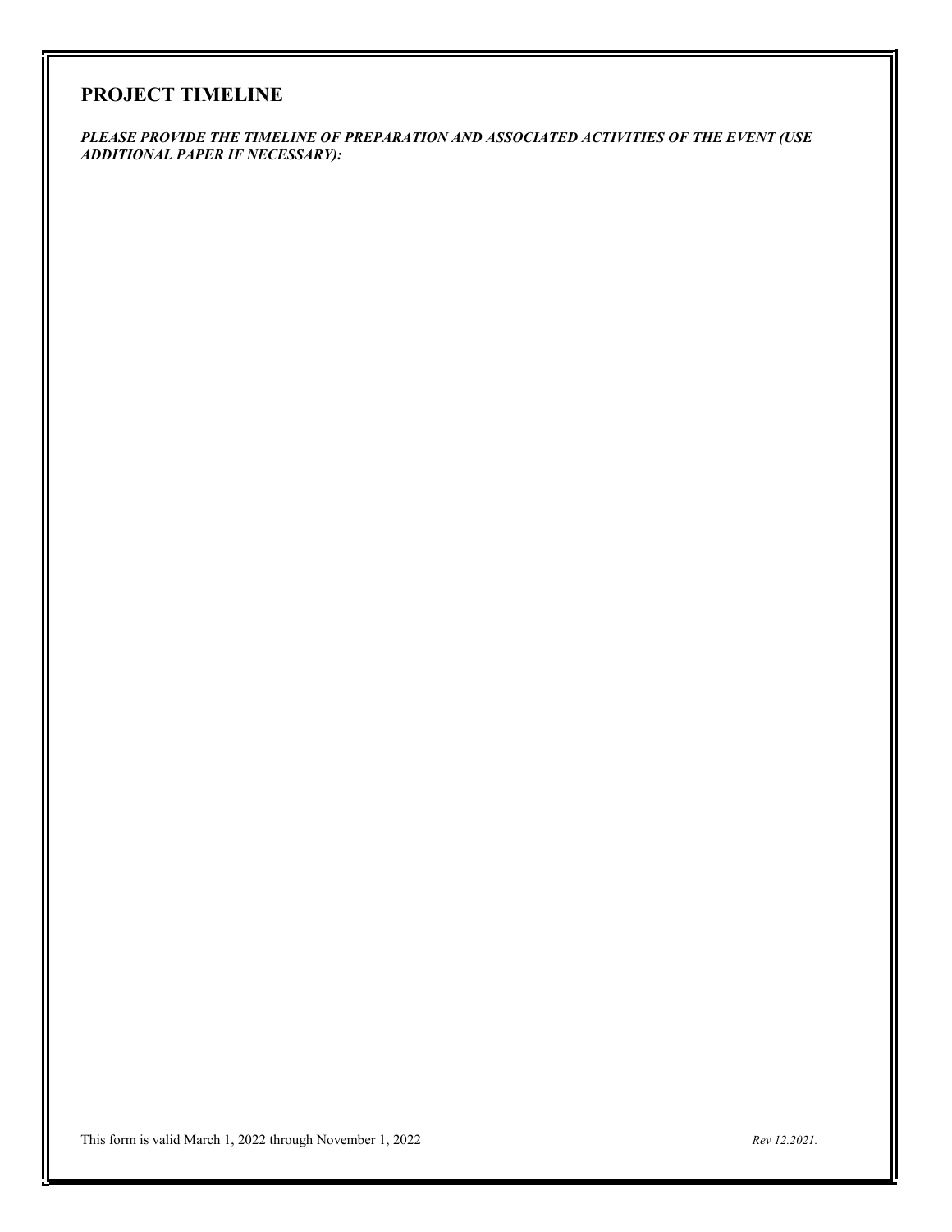## PROJECT TIMELINE

***PLEASE PROVIDE THE TIMELINE OF PREPARATION AND ASSOCIATED ACTIVITIES OF THE EVENT (USE ADDITIONAL PAPER IF NECESSARY):***

This form is valid March 1, 2022 through November 1, 2022 *Rev 12.2021.*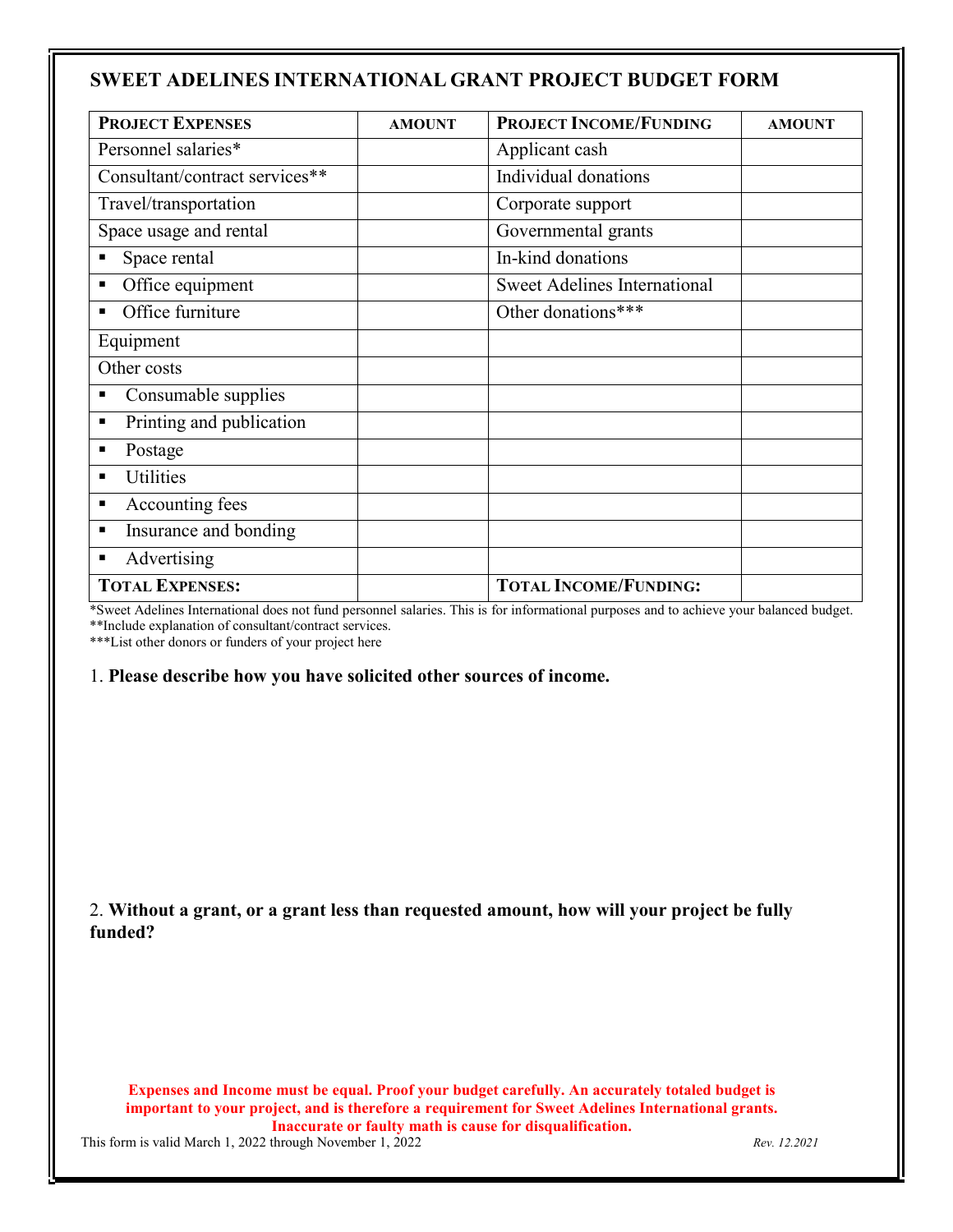# SWEET ADELINES INTERNATIONAL GRANT PROJECT BUDGET FORM

| PROJECT EXPENSES | AMOUNT | PROJECT INCOME/FUNDING | AMOUNT |
|---|---|---|---|
| Personnel salaries* | | Applicant cash | |
| Consultant/contract services** | | Individual donations | |
| Travel/transportation | | Corporate support | |
| Space usage and rental | | Governmental grants | |
| ▪ Space rental | | In-kind donations | |
| ▪ Office equipment | | Sweet Adelines International | |
| ▪ Office furniture | | Other donations*** | |
| Equipment | | | |
| Other costs | | | |
| ▪ Consumable supplies | | | |
| ▪ Printing and publication | | | |
| ▪ Postage | | | |
| ▪ Utilities | | | |
| ▪ Accounting fees | | | |
| ▪ Insurance and bonding | | | |
| ▪ Advertising | | | |
| **TOTAL EXPENSES:** | | **TOTAL INCOME/FUNDING:** | |

*Sweet Adelines International does not fund personnel salaries. This is for informational purposes and to achieve your balanced budget.
**Include explanation of consultant/contract services.
***List other donors or funders of your project here

1. **Please describe how you have solicited other sources of income.**

2. **Without a grant, or a grant less than requested amount, how will your project be fully funded?**

**Expenses and Income must be equal. Proof your budget carefully. An accurately totaled budget is important to your project, and is therefore a requirement for Sweet Adelines International grants. Inaccurate or faulty math is cause for disqualification.**

This form is valid March 1, 2022 through November 1, 2022

*Rev. 12.2021*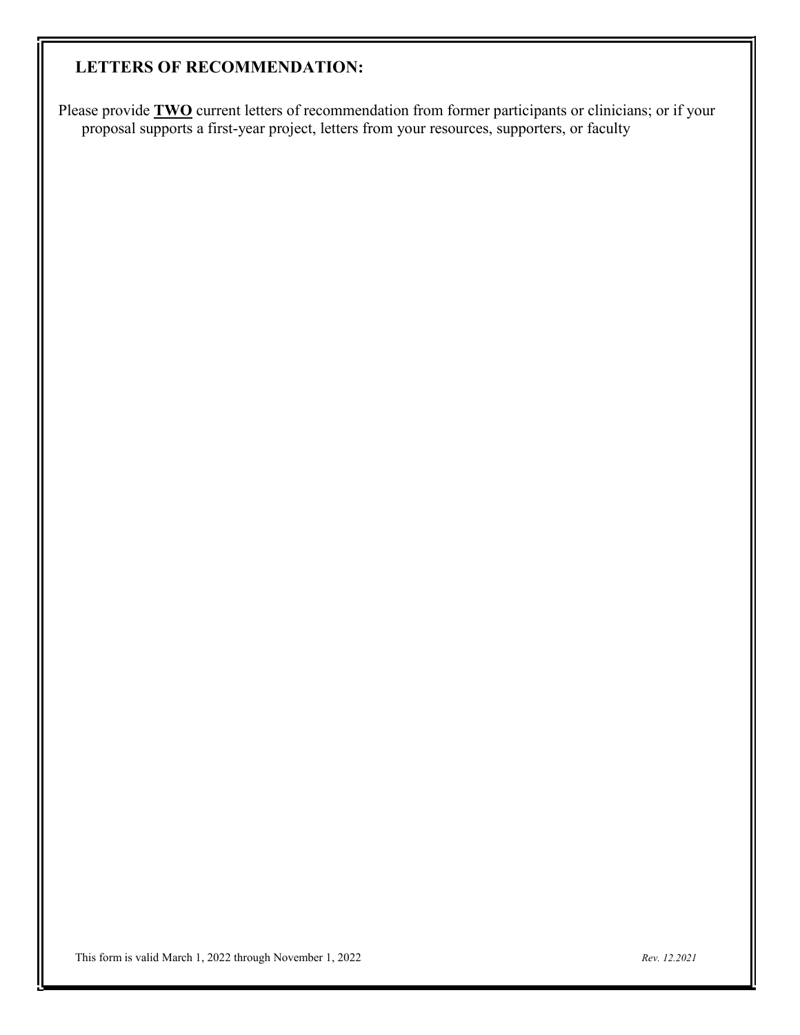## LETTERS OF RECOMMENDATION:

Please provide **TWO** current letters of recommendation from former participants or clinicians; or if your proposal supports a first-year project, letters from your resources, supporters, or faculty

This form is valid March 1, 2022 through November 1, 2022

*Rev. 12.2021*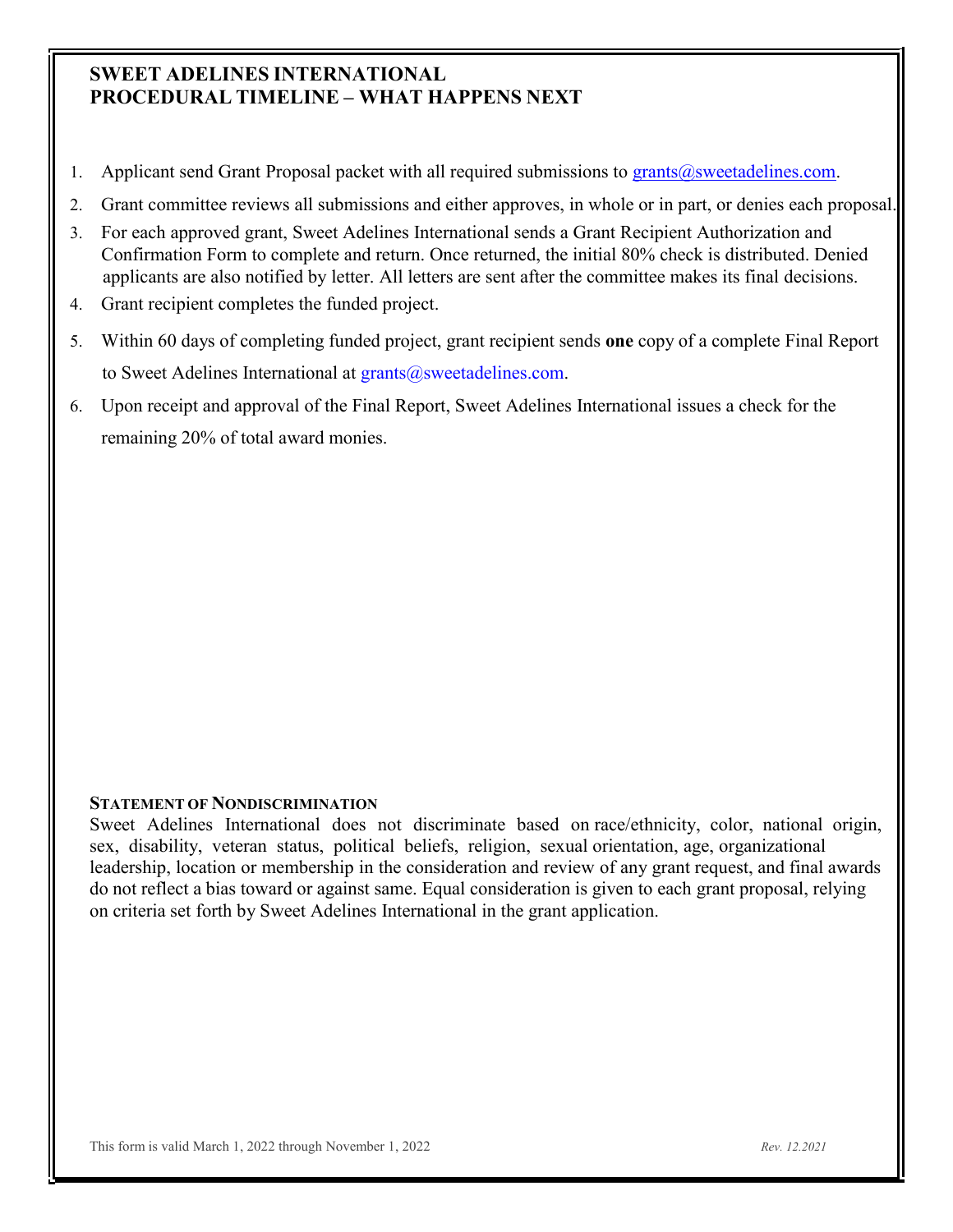## SWEET ADELINES INTERNATIONAL
## PROCEDURAL TIMELINE – WHAT HAPPENS NEXT

1. Applicant send Grant Proposal packet with all required submissions to grants@sweetadelines.com.
2. Grant committee reviews all submissions and either approves, in whole or in part, or denies each proposal.
3. For each approved grant, Sweet Adelines International sends a Grant Recipient Authorization and Confirmation Form to complete and return. Once returned, the initial 80% check is distributed. Denied applicants are also notified by letter. All letters are sent after the committee makes its final decisions.
4. Grant recipient completes the funded project.
5. Within 60 days of completing funded project, grant recipient sends **one** copy of a complete Final Report to Sweet Adelines International at grants@sweetadelines.com.
6. Upon receipt and approval of the Final Report, Sweet Adelines International issues a check for the remaining 20% of total award monies.

**STATEMENT OF NONDISCRIMINATION**

Sweet Adelines International does not discriminate based on race/ethnicity, color, national origin, sex, disability, veteran status, political beliefs, religion, sexual orientation, age, organizational leadership, location or membership in the consideration and review of any grant request, and final awards do not reflect a bias toward or against same. Equal consideration is given to each grant proposal, relying on criteria set forth by Sweet Adelines International in the grant application.

This form is valid March 1, 2022 through November 1, 2022 *Rev. 12.2021*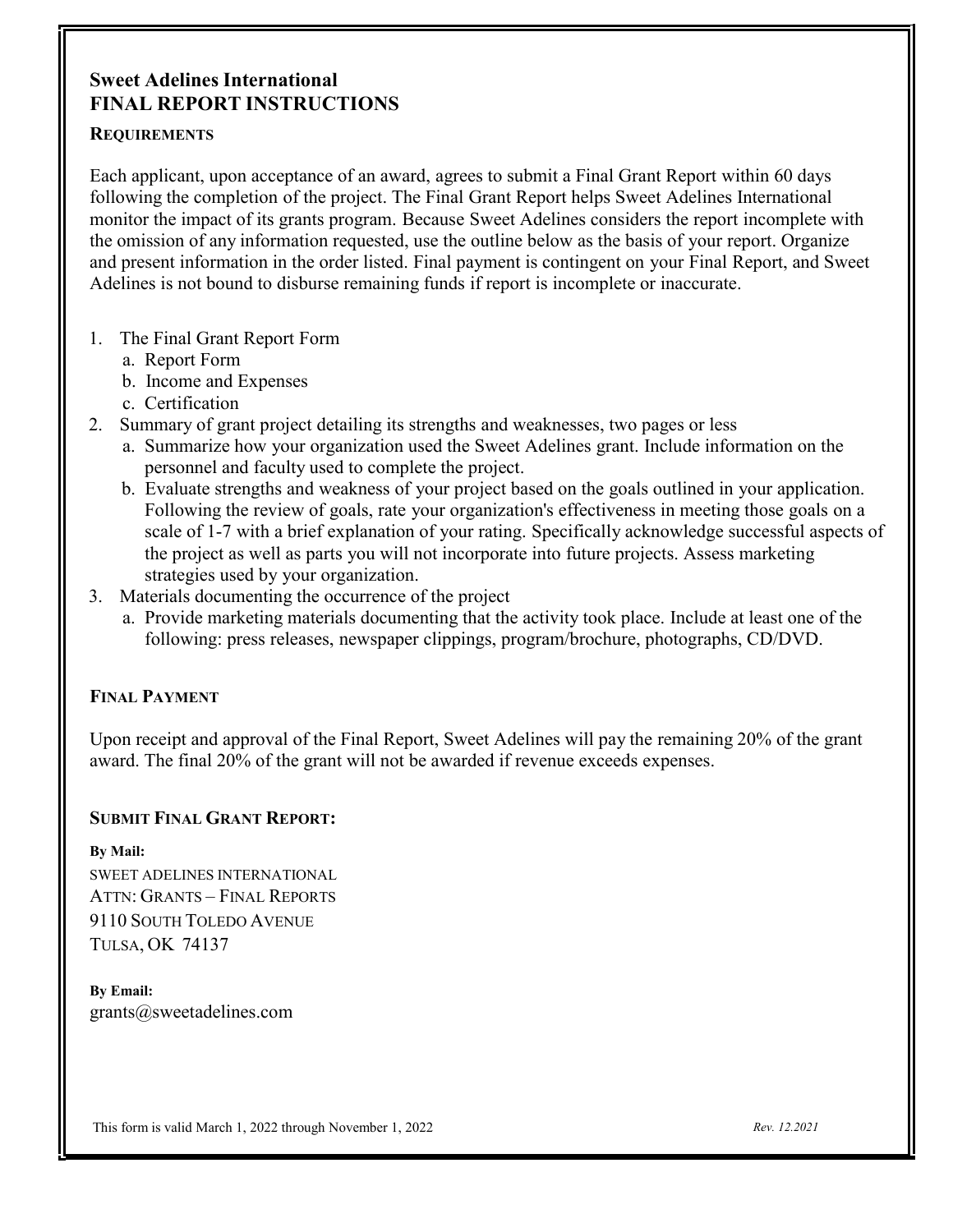# Sweet Adelines International
# FINAL REPORT INSTRUCTIONS

## Requirements

Each applicant, upon acceptance of an award, agrees to submit a Final Grant Report within 60 days following the completion of the project. The Final Grant Report helps Sweet Adelines International monitor the impact of its grants program. Because Sweet Adelines considers the report incomplete with the omission of any information requested, use the outline below as the basis of your report. Organize and present information in the order listed. Final payment is contingent on your Final Report, and Sweet Adelines is not bound to disburse remaining funds if report is incomplete or inaccurate.

1. The Final Grant Report Form
   a. Report Form
   b. Income and Expenses
   c. Certification
2. Summary of grant project detailing its strengths and weaknesses, two pages or less
   a. Summarize how your organization used the Sweet Adelines grant. Include information on the personnel and faculty used to complete the project.
   b. Evaluate strengths and weakness of your project based on the goals outlined in your application. Following the review of goals, rate your organization's effectiveness in meeting those goals on a scale of 1-7 with a brief explanation of your rating. Specifically acknowledge successful aspects of the project as well as parts you will not incorporate into future projects. Assess marketing strategies used by your organization.
3. Materials documenting the occurrence of the project
   a. Provide marketing materials documenting that the activity took place. Include at least one of the following: press releases, newspaper clippings, program/brochure, photographs, CD/DVD.

## Final Payment

Upon receipt and approval of the Final Report, Sweet Adelines will pay the remaining 20% of the grant award. The final 20% of the grant will not be awarded if revenue exceeds expenses.

## Submit Final Grant Report:

**By Mail:**
SWEET ADELINES INTERNATIONAL
ATTN: GRANTS – FINAL REPORTS
9110 SOUTH TOLEDO AVENUE
TULSA, OK 74137

**By Email:**
grants@sweetadelines.com

This form is valid March 1, 2022 through November 1, 2022 *Rev. 12.2021*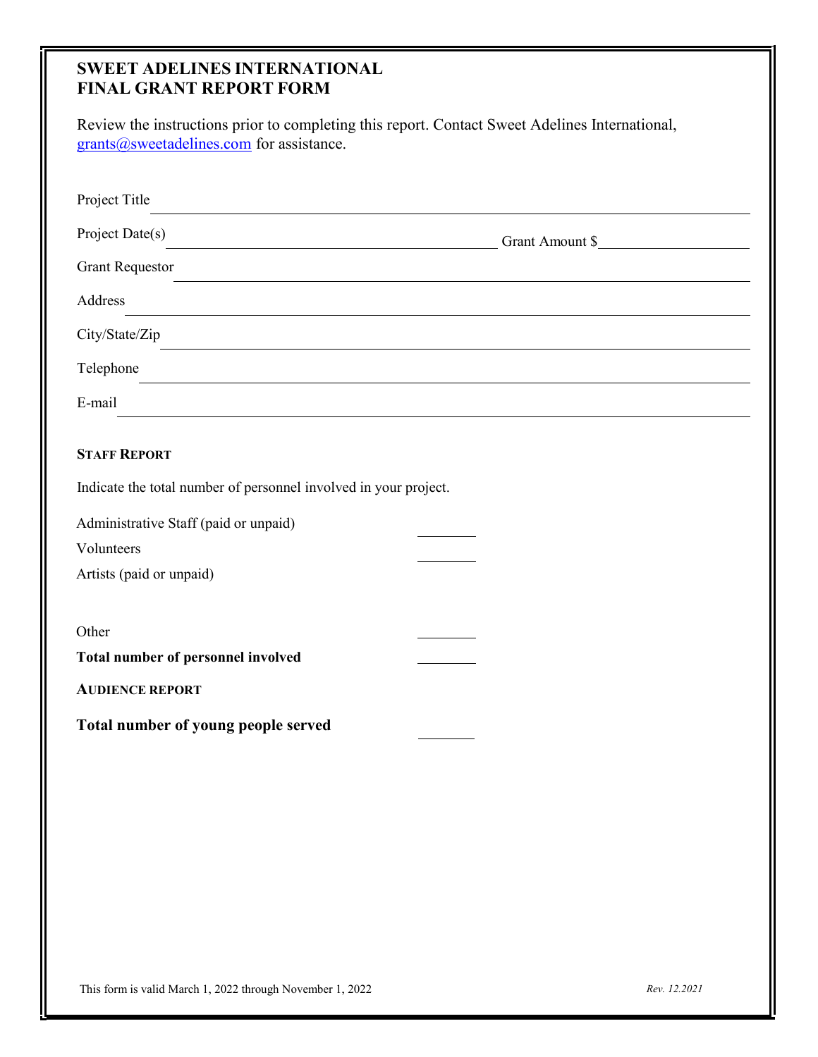**SWEET ADELINES INTERNATIONAL**
**FINAL GRANT REPORT FORM**

Review the instructions prior to completing this report. Contact Sweet Adelines International, grants@sweetadelines.com for assistance.

Project Title \_\_\_\_\_\_\_\_\_\_\_\_\_\_\_\_\_\_\_\_\_\_\_\_\_\_\_\_\_\_\_\_\_\_\_\_\_\_\_\_

Project Date(s) \_\_\_\_\_\_\_\_\_\_\_\_\_\_\_\_\_\_\_\_ Grant Amount $\_\_\_\_\_\_\_\_\_\_\_\_

Grant Requestor \_\_\_\_\_\_\_\_\_\_\_\_\_\_\_\_\_\_\_\_\_\_\_\_\_\_\_\_\_\_\_\_\_\_\_\_\_\_\_\_

Address \_\_\_\_\_\_\_\_\_\_\_\_\_\_\_\_\_\_\_\_\_\_\_\_\_\_\_\_\_\_\_\_\_\_\_\_\_\_\_\_

City/State/Zip \_\_\_\_\_\_\_\_\_\_\_\_\_\_\_\_\_\_\_\_\_\_\_\_\_\_\_\_\_\_\_\_\_\_\_\_\_\_\_\_

Telephone \_\_\_\_\_\_\_\_\_\_\_\_\_\_\_\_\_\_\_\_\_\_\_\_\_\_\_\_\_\_\_\_\_\_\_\_\_\_\_\_

E-mail \_\_\_\_\_\_\_\_\_\_\_\_\_\_\_\_\_\_\_\_\_\_\_\_\_\_\_\_\_\_\_\_\_\_\_\_\_\_\_\_

**STAFF REPORT**

Indicate the total number of personnel involved in your project.

Administrative Staff (paid or unpaid) \_\_\_\_\_\_\_\_

Volunteers \_\_\_\_\_\_\_\_

Artists (paid or unpaid)

Other \_\_\_\_\_\_\_\_

**Total number of personnel involved** \_\_\_\_\_\_\_\_

**AUDIENCE REPORT**

**Total number of young people served** \_\_\_\_\_\_\_\_

This form is valid March 1, 2022 through November 1, 2022

*Rev. 12.2021*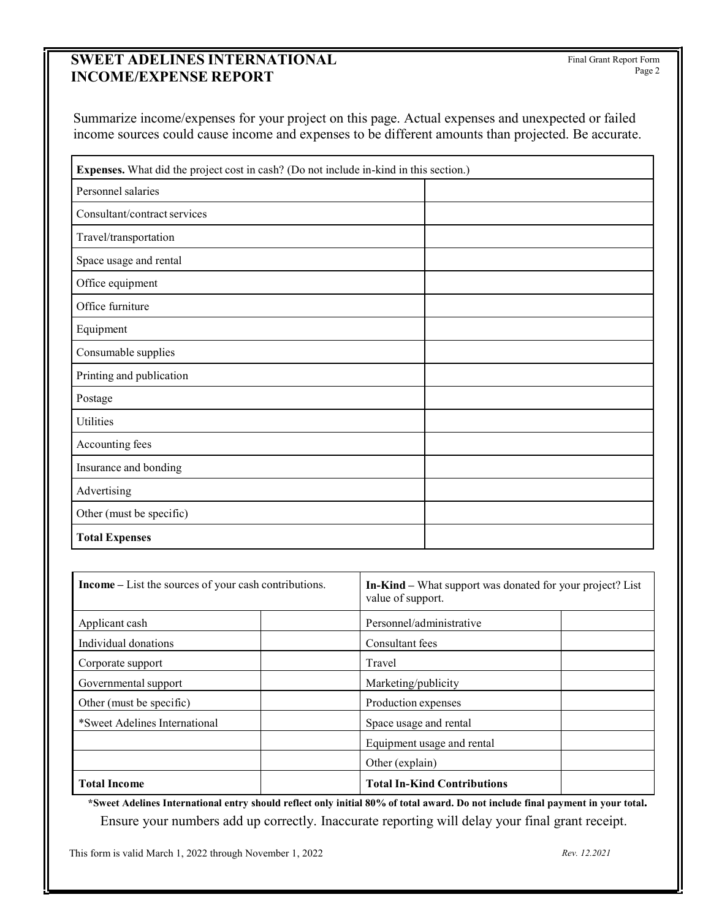## SWEET ADELINES INTERNATIONAL INCOME/EXPENSE REPORT

Final Grant Report Form
Page 2

Summarize income/expenses for your project on this page. Actual expenses and unexpected or failed income sources could cause income and expenses to be different amounts than projected. Be accurate.

| **Expenses.** What did the project cost in cash? (Do not include in-kind in this section.) | |
|---|---|
| Personnel salaries | |
| Consultant/contract services | |
| Travel/transportation | |
| Space usage and rental | |
| Office equipment | |
| Office furniture | |
| Equipment | |
| Consumable supplies | |
| Printing and publication | |
| Postage | |
| Utilities | |
| Accounting fees | |
| Insurance and bonding | |
| Advertising | |
| Other (must be specific) | |
| **Total Expenses** | |

| **Income** – List the sources of your cash contributions. | | **In-Kind** – What support was donated for your project? List value of support. | |
|---|---|---|---|
| Applicant cash | | Personnel/administrative | |
| Individual donations | | Consultant fees | |
| Corporate support | | Travel | |
| Governmental support | | Marketing/publicity | |
| Other (must be specific) | | Production expenses | |
| *Sweet Adelines International | | Space usage and rental | |
| | | Equipment usage and rental | |
| | | Other (explain) | |
| **Total Income** | | **Total In-Kind Contributions** | |

**\*Sweet Adelines International entry should reflect only initial 80% of total award. Do not include final payment in your total.**

Ensure your numbers add up correctly. Inaccurate reporting will delay your final grant receipt.

This form is valid March 1, 2022 through November 1, 2022

*Rev. 12.2021*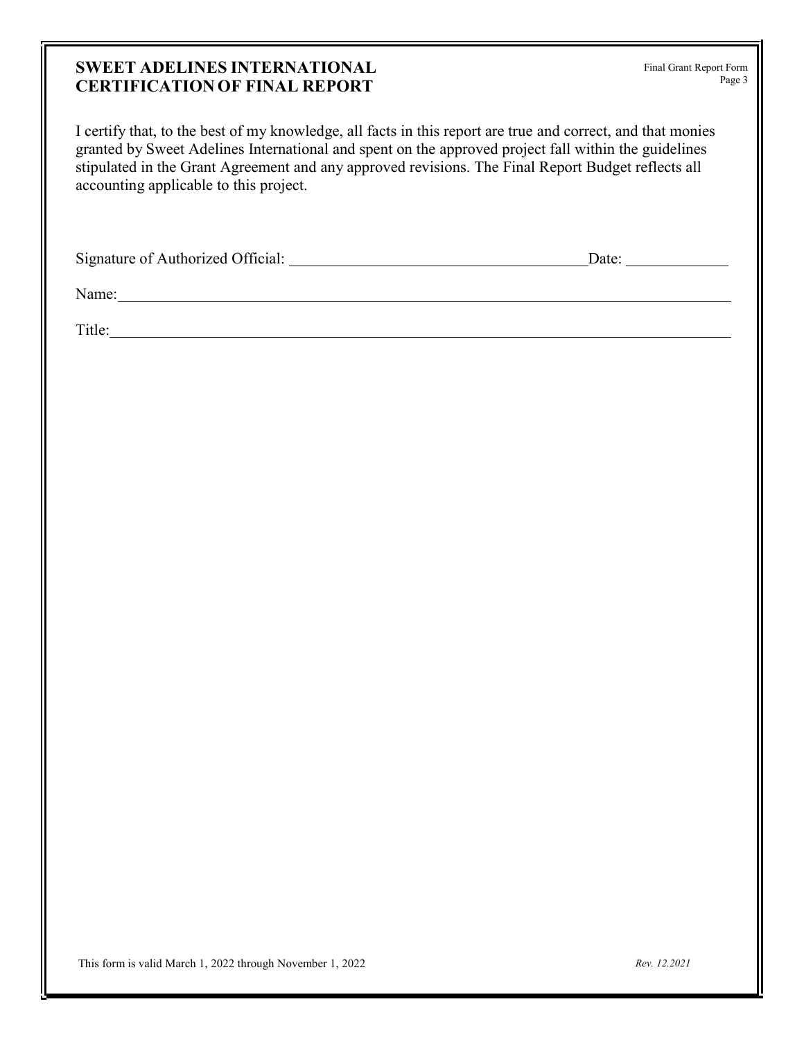# SWEET ADELINES INTERNATIONAL
# CERTIFICATION OF FINAL REPORT

I certify that, to the best of my knowledge, all facts in this report are true and correct, and that monies granted by Sweet Adelines International and spent on the approved project fall within the guidelines stipulated in the Grant Agreement and any approved revisions. The Final Report Budget reflects all accounting applicable to this project.

Signature of Authorized Official: ______________________________________ Date: ____________

Name: ________________________________________________________________________________

Title: ________________________________________________________________________________

This form is valid March 1, 2022 through November 1, 2022

*Rev. 12.2021*